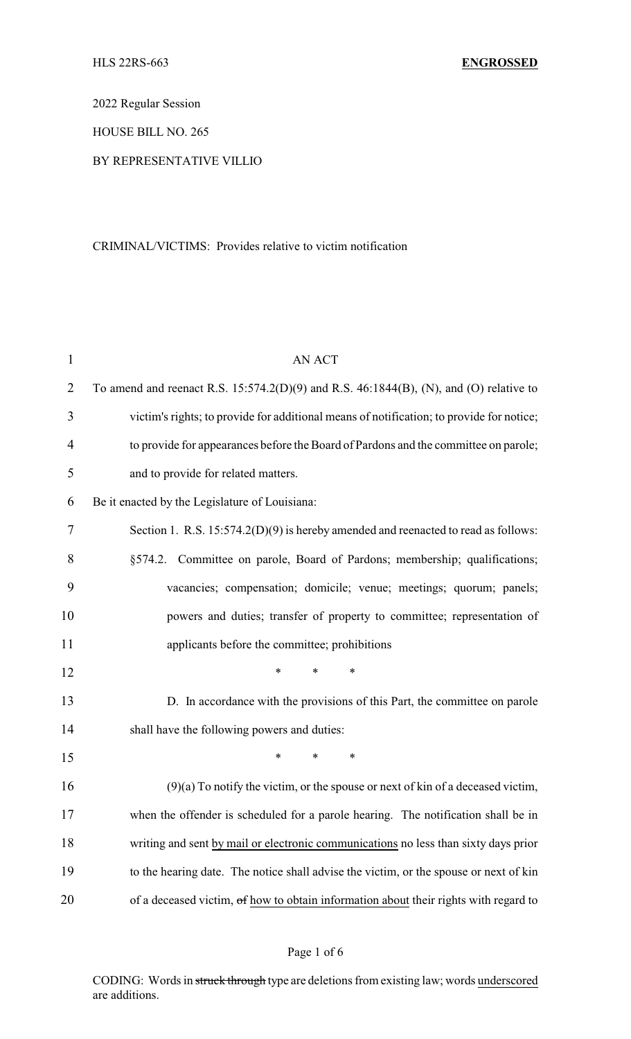HLS 22RS-663 **ENGROSSED**

2022 Regular Session

HOUSE BILL NO. 265

BY REPRESENTATIVE VILLIO

CRIMINAL/VICTIMS: Provides relative to victim notification

AN ACT

To amend and reenact R.S. 15:574.2(D)(9) and R.S. 46:1844(B), (N), and (O) relative to victim's rights; to provide for additional means of notification; to provide for notice; to provide for appearances before the Board of Pardons and the committee on parole; and to provide for related matters.

Be it enacted by the Legislature of Louisiana:

Section 1. R.S. 15:574.2(D)(9) is hereby amended and reenacted to read as follows:

§574.2. Committee on parole, Board of Pardons; membership; qualifications; vacancies; compensation; domicile; venue; meetings; quorum; panels; powers and duties; transfer of property to committee; representation of applicants before the committee; prohibitions

\* \* \*

D. In accordance with the provisions of this Part, the committee on parole shall have the following powers and duties:

\* \* \*

(9)(a) To notify the victim, or the spouse or next of kin of a deceased victim, when the offender is scheduled for a parole hearing. The notification shall be in writing and sent <u>by mail or electronic communications</u> no less than sixty days prior to the hearing date. The notice shall advise the victim, or the spouse or next of kin of a deceased victim, ~~of~~ <u>how to obtain information about</u> their rights with regard to

CODING: Words in ~~struck through~~ type are deletions from existing law; words <u>underscored</u> are additions.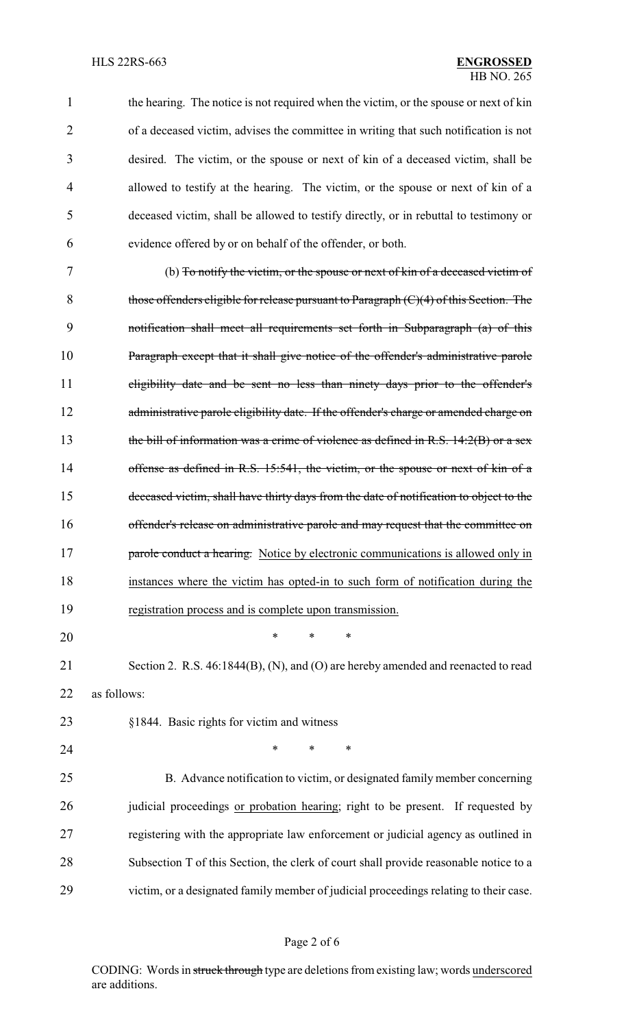the hearing. The notice is not required when the victim, or the spouse or next of kin of a deceased victim, advises the committee in writing that such notification is not desired. The victim, or the spouse or next of kin of a deceased victim, shall be allowed to testify at the hearing. The victim, or the spouse or next of kin of a deceased victim, shall be allowed to testify directly, or in rebuttal to testimony or evidence offered by or on behalf of the offender, or both.

(b) ~~To notify the victim, or the spouse or next of kin of a deceased victim of those offenders eligible for release pursuant to Paragraph (C)(4) of this Section. The notification shall meet all requirements set forth in Subparagraph (a) of this Paragraph except that it shall give notice of the offender's administrative parole eligibility date and be sent no less than ninety days prior to the offender's administrative parole eligibility date. If the offender's charge or amended charge on the bill of information was a crime of violence as defined in R.S. 14:2(B) or a sex offense as defined in R.S. 15:541, the victim, or the spouse or next of kin of a deceased victim, shall have thirty days from the date of notification to object to the offender's release on administrative parole and may request that the committee on parole conduct a hearing.~~ <u>Notice by electronic communications is allowed only in instances where the victim has opted-in to such form of notification during the registration process and is complete upon transmission.</u>

\* \* \*

Section 2. R.S. 46:1844(B), (N), and (O) are hereby amended and reenacted to read as follows:

§1844. Basic rights for victim and witness

\* \* \*

B. Advance notification to victim, or designated family member concerning judicial proceedings <u>or probation hearing</u>; right to be present. If requested by registering with the appropriate law enforcement or judicial agency as outlined in Subsection T of this Section, the clerk of court shall provide reasonable notice to a victim, or a designated family member of judicial proceedings relating to their case.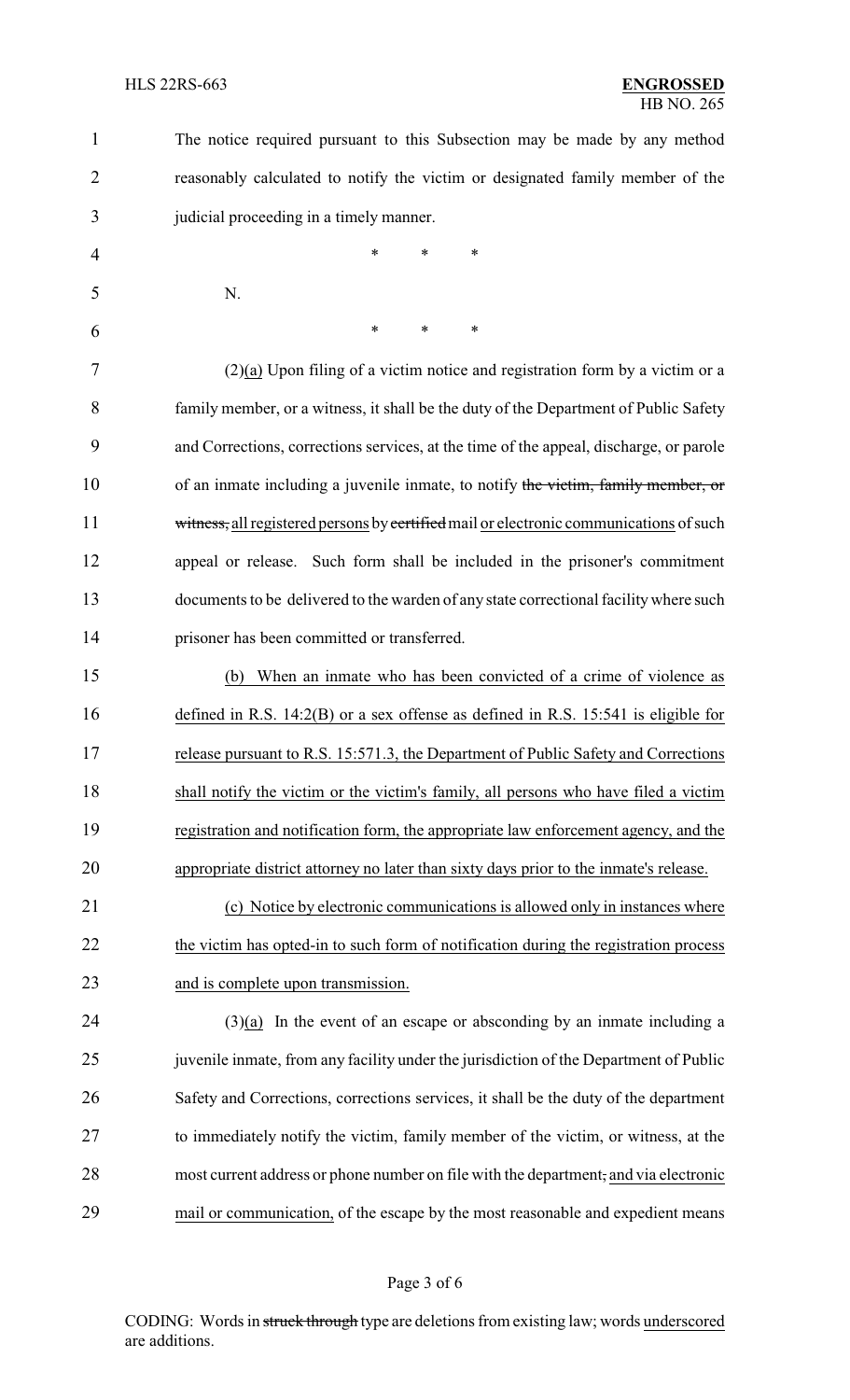The notice required pursuant to this Subsection may be made by any method reasonably calculated to notify the victim or designated family member of the judicial proceeding in a timely manner.

\* \* \*

N.

\* \* \*

(2)(a) Upon filing of a victim notice and registration form by a victim or a family member, or a witness, it shall be the duty of the Department of Public Safety and Corrections, corrections services, at the time of the appeal, discharge, or parole of an inmate including a juvenile inmate, to notify ~~the victim, family member, or witness,~~ all registered persons by ~~certified~~ mail or electronic communications of such appeal or release. Such form shall be included in the prisoner's commitment documents to be delivered to the warden of any state correctional facility where such prisoner has been committed or transferred.

(b) When an inmate who has been convicted of a crime of violence as defined in R.S. 14:2(B) or a sex offense as defined in R.S. 15:541 is eligible for release pursuant to R.S. 15:571.3, the Department of Public Safety and Corrections shall notify the victim or the victim's family, all persons who have filed a victim registration and notification form, the appropriate law enforcement agency, and the appropriate district attorney no later than sixty days prior to the inmate's release.

(c) Notice by electronic communications is allowed only in instances where the victim has opted-in to such form of notification during the registration process and is complete upon transmission.

(3)(a) In the event of an escape or absconding by an inmate including a juvenile inmate, from any facility under the jurisdiction of the Department of Public Safety and Corrections, corrections services, it shall be the duty of the department to immediately notify the victim, family member of the victim, or witness, at the most current address or phone number on file with the department~~,~~ and via electronic mail or communication, of the escape by the most reasonable and expedient means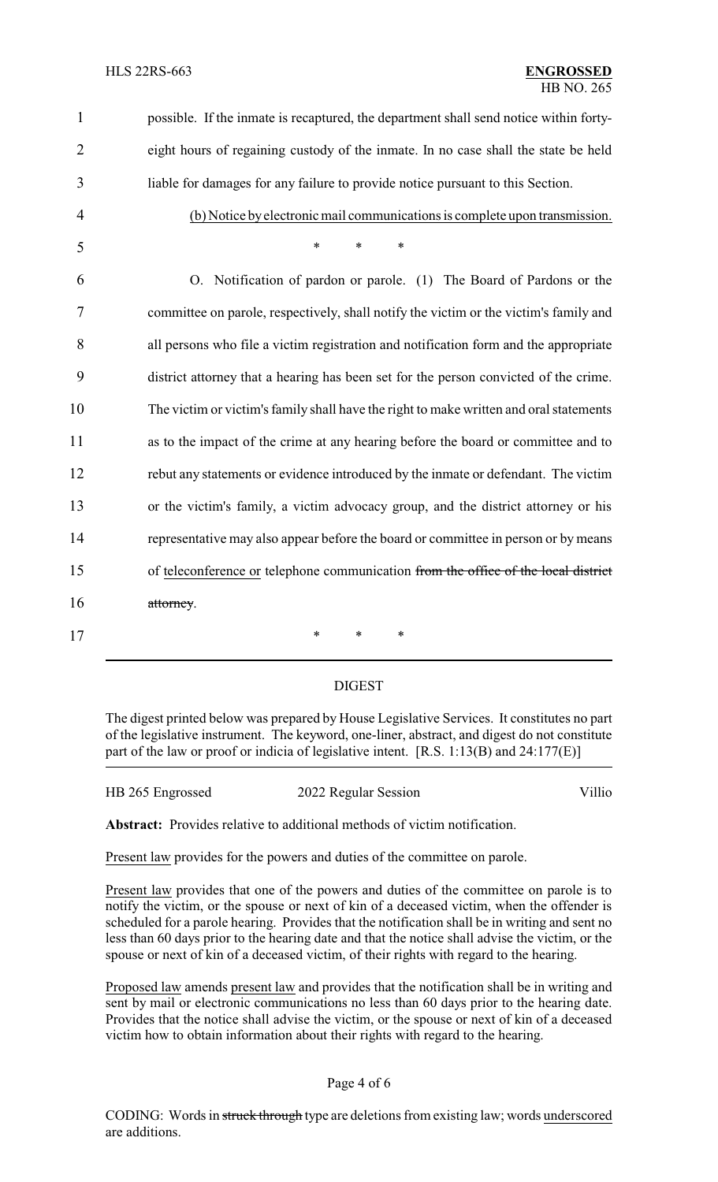possible. If the inmate is recaptured, the department shall send notice within forty-eight hours of regaining custody of the inmate. In no case shall the state be held liable for damages for any failure to provide notice pursuant to this Section.

<u>(b) Notice by electronic mail communications is complete upon transmission.</u>

\* \* \*

O. Notification of pardon or parole. (1) The Board of Pardons or the committee on parole, respectively, shall notify the victim or the victim's family and all persons who file a victim registration and notification form and the appropriate district attorney that a hearing has been set for the person convicted of the crime. The victim or victim's family shall have the right to make written and oral statements as to the impact of the crime at any hearing before the board or committee and to rebut any statements or evidence introduced by the inmate or defendant. The victim or the victim's family, a victim advocacy group, and the district attorney or his representative may also appear before the board or committee in person or by means of <u>teleconference or</u> telephone communication ~~from the office of the local district attorney~~.

\* \* \*

DIGEST

The digest printed below was prepared by House Legislative Services. It constitutes no part of the legislative instrument. The keyword, one-liner, abstract, and digest do not constitute part of the law or proof or indicia of legislative intent. [R.S. 1:13(B) and 24:177(E)]

HB 265 Engrossed | 2022 Regular Session | Villio

**Abstract:** Provides relative to additional methods of victim notification.

<u>Present law</u> provides for the powers and duties of the committee on parole.

<u>Present law</u> provides that one of the powers and duties of the committee on parole is to notify the victim, or the spouse or next of kin of a deceased victim, when the offender is scheduled for a parole hearing. Provides that the notification shall be in writing and sent no less than 60 days prior to the hearing date and that the notice shall advise the victim, or the spouse or next of kin of a deceased victim, of their rights with regard to the hearing.

<u>Proposed law</u> amends <u>present law</u> and provides that the notification shall be in writing and sent by mail or electronic communications no less than 60 days prior to the hearing date. Provides that the notice shall advise the victim, or the spouse or next of kin of a deceased victim how to obtain information about their rights with regard to the hearing.

CODING: Words in ~~struck through~~ type are deletions from existing law; words <u>underscored</u> are additions.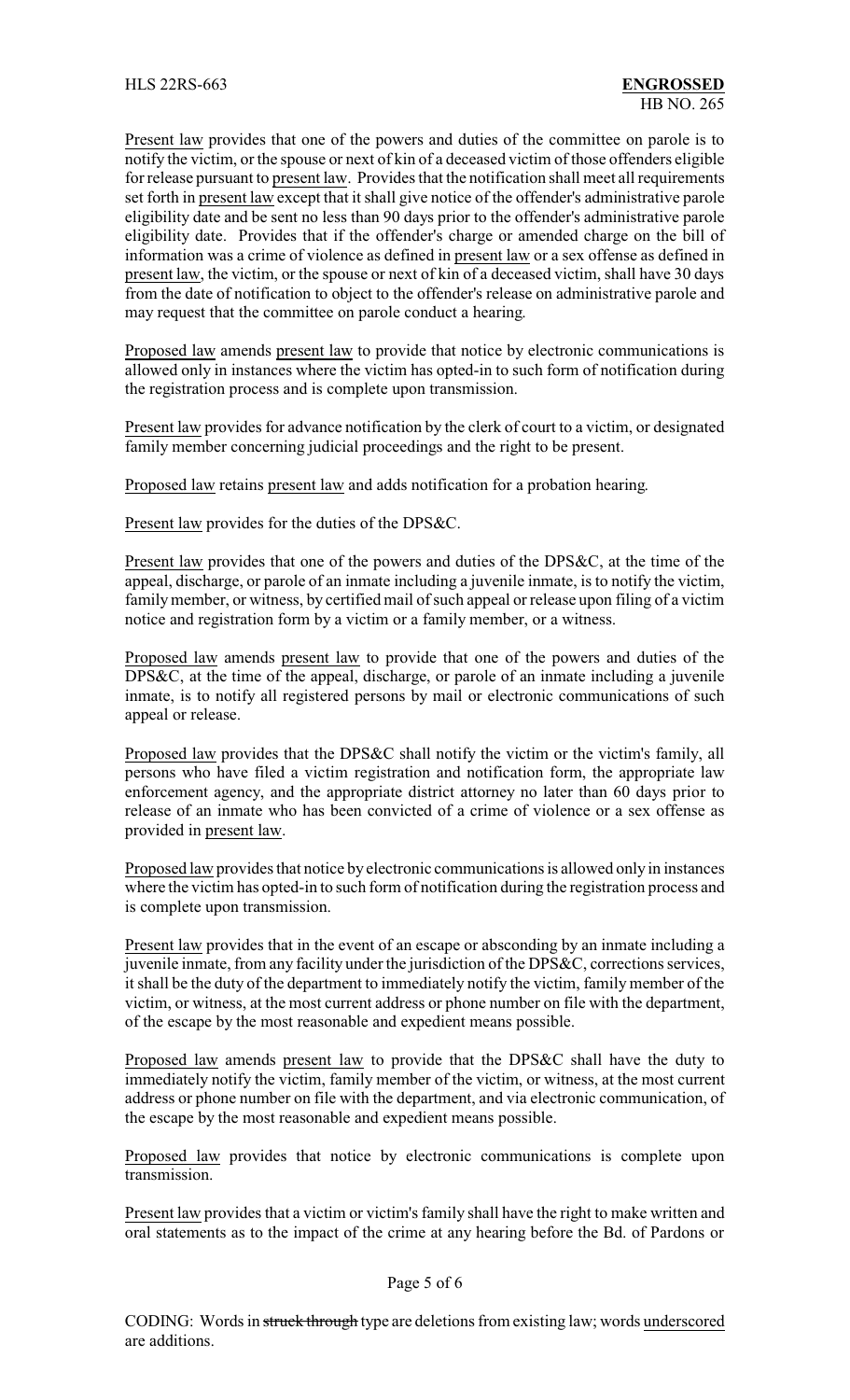Present law provides that one of the powers and duties of the committee on parole is to notify the victim, or the spouse or next of kin of a deceased victim of those offenders eligible for release pursuant to present law. Provides that the notification shall meet all requirements set forth in present law except that it shall give notice of the offender's administrative parole eligibility date and be sent no less than 90 days prior to the offender's administrative parole eligibility date. Provides that if the offender's charge or amended charge on the bill of information was a crime of violence as defined in present law or a sex offense as defined in present law, the victim, or the spouse or next of kin of a deceased victim, shall have 30 days from the date of notification to object to the offender's release on administrative parole and may request that the committee on parole conduct a hearing.

Proposed law amends present law to provide that notice by electronic communications is allowed only in instances where the victim has opted-in to such form of notification during the registration process and is complete upon transmission.

Present law provides for advance notification by the clerk of court to a victim, or designated family member concerning judicial proceedings and the right to be present.

Proposed law retains present law and adds notification for a probation hearing.

Present law provides for the duties of the DPS&C.

Present law provides that one of the powers and duties of the DPS&C, at the time of the appeal, discharge, or parole of an inmate including a juvenile inmate, is to notify the victim, family member, or witness, by certified mail of such appeal or release upon filing of a victim notice and registration form by a victim or a family member, or a witness.

Proposed law amends present law to provide that one of the powers and duties of the DPS&C, at the time of the appeal, discharge, or parole of an inmate including a juvenile inmate, is to notify all registered persons by mail or electronic communications of such appeal or release.

Proposed law provides that the DPS&C shall notify the victim or the victim's family, all persons who have filed a victim registration and notification form, the appropriate law enforcement agency, and the appropriate district attorney no later than 60 days prior to release of an inmate who has been convicted of a crime of violence or a sex offense as provided in present law.

Proposed law provides that notice by electronic communications is allowed only in instances where the victim has opted-in to such form of notification during the registration process and is complete upon transmission.

Present law provides that in the event of an escape or absconding by an inmate including a juvenile inmate, from any facility under the jurisdiction of the DPS&C, corrections services, it shall be the duty of the department to immediately notify the victim, family member of the victim, or witness, at the most current address or phone number on file with the department, of the escape by the most reasonable and expedient means possible.

Proposed law amends present law to provide that the DPS&C shall have the duty to immediately notify the victim, family member of the victim, or witness, at the most current address or phone number on file with the department, and via electronic communication, of the escape by the most reasonable and expedient means possible.

Proposed law provides that notice by electronic communications is complete upon transmission.

Present law provides that a victim or victim's family shall have the right to make written and oral statements as to the impact of the crime at any hearing before the Bd. of Pardons or

CODING: Words in ~~struck through~~ type are deletions from existing law; words underscored are additions.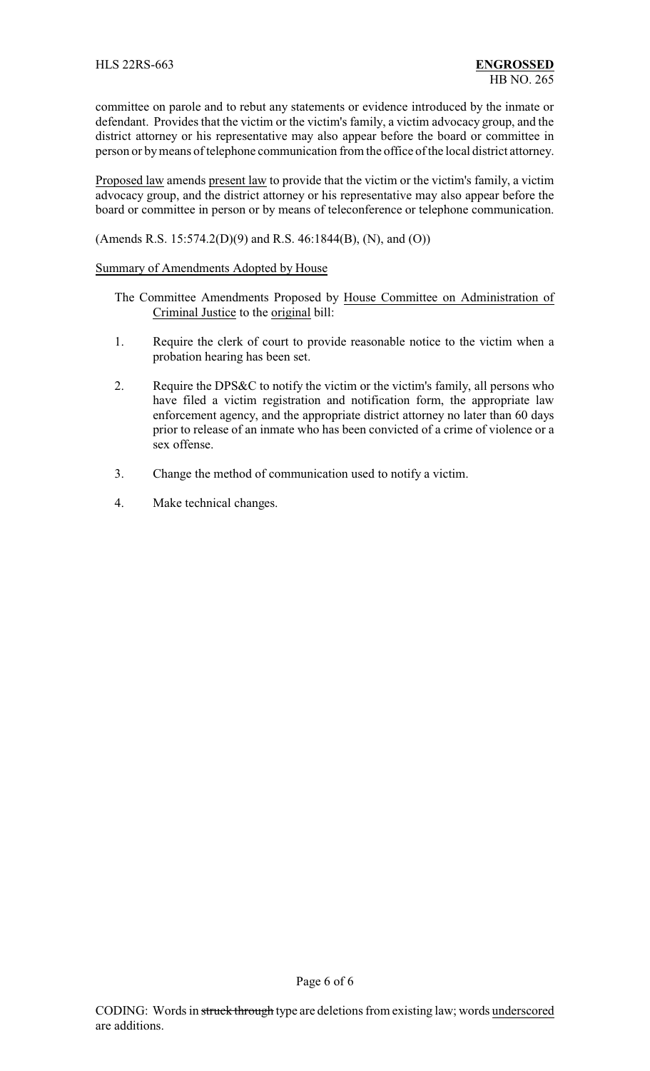committee on parole and to rebut any statements or evidence introduced by the inmate or defendant. Provides that the victim or the victim's family, a victim advocacy group, and the district attorney or his representative may also appear before the board or committee in person or by means of telephone communication from the office of the local district attorney.

Proposed law amends present law to provide that the victim or the victim's family, a victim advocacy group, and the district attorney or his representative may also appear before the board or committee in person or by means of teleconference or telephone communication.

(Amends R.S. 15:574.2(D)(9) and R.S. 46:1844(B), (N), and (O))

Summary of Amendments Adopted by House

The Committee Amendments Proposed by House Committee on Administration of Criminal Justice to the original bill:

1. Require the clerk of court to provide reasonable notice to the victim when a probation hearing has been set.

2. Require the DPS&C to notify the victim or the victim's family, all persons who have filed a victim registration and notification form, the appropriate law enforcement agency, and the appropriate district attorney no later than 60 days prior to release of an inmate who has been convicted of a crime of violence or a sex offense.

3. Change the method of communication used to notify a victim.

4. Make technical changes.

CODING: Words in ~~struck through~~ type are deletions from existing law; words underscored are additions.